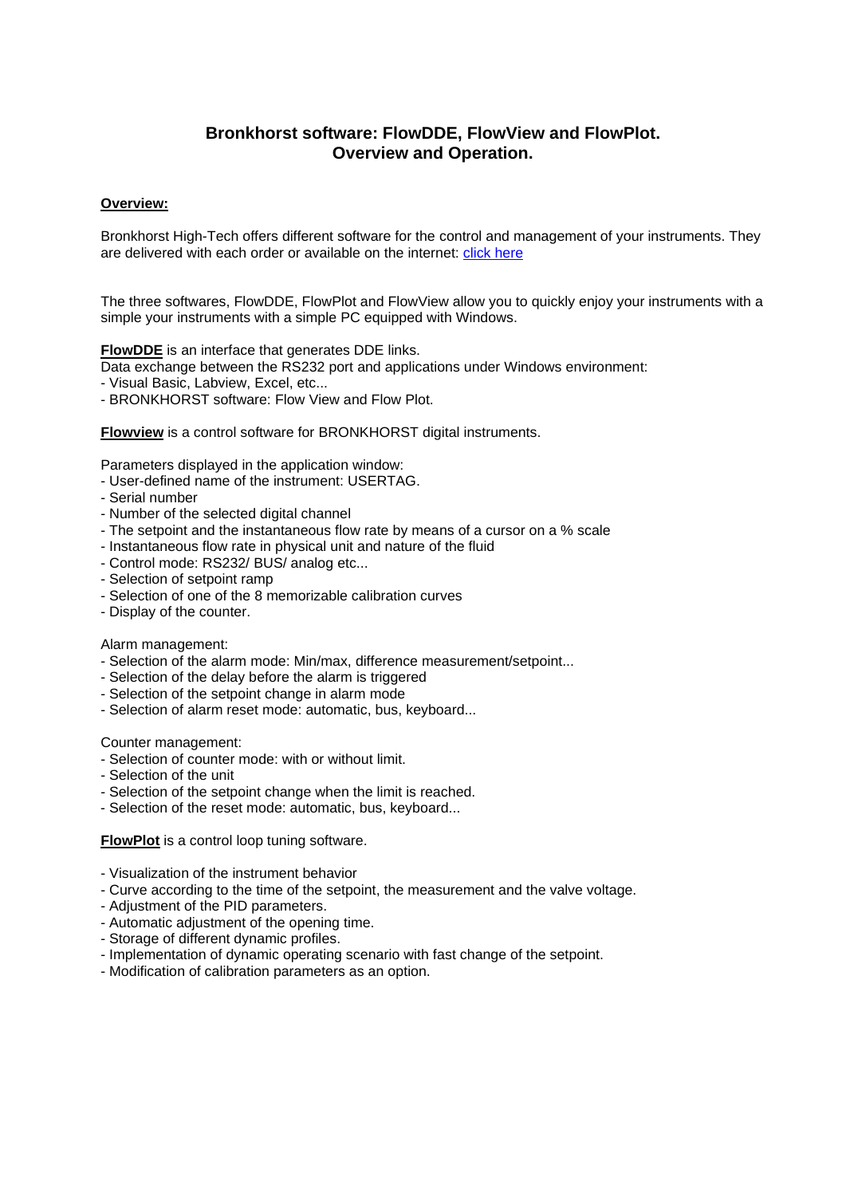# Bronkhorst software: FlowDDE, FlowView and FlowPlot.
# Overview and Operation.

**Overview:**

Bronkhorst High-Tech offers different software for the control and management of your instruments. They are delivered with each order or available on the internet: click here

The three softwares, FlowDDE, FlowPlot and FlowView allow you to quickly enjoy your instruments with a simple your instruments with a simple PC equipped with Windows.

**FlowDDE** is an interface that generates DDE links.
Data exchange between the RS232 port and applications under Windows environment:
- Visual Basic, Labview, Excel, etc...
- BRONKHORST software: Flow View and Flow Plot.

**Flowview** is a control software for BRONKHORST digital instruments.

Parameters displayed in the application window:
- User-defined name of the instrument: USERTAG.
- Serial number
- Number of the selected digital channel
- The setpoint and the instantaneous flow rate by means of a cursor on a % scale
- Instantaneous flow rate in physical unit and nature of the fluid
- Control mode: RS232/ BUS/ analog etc...
- Selection of setpoint ramp
- Selection of one of the 8 memorizable calibration curves
- Display of the counter.

Alarm management:
- Selection of the alarm mode: Min/max, difference measurement/setpoint...
- Selection of the delay before the alarm is triggered
- Selection of the setpoint change in alarm mode
- Selection of alarm reset mode: automatic, bus, keyboard...

Counter management:
- Selection of counter mode: with or without limit.
- Selection of the unit
- Selection of the setpoint change when the limit is reached.
- Selection of the reset mode: automatic, bus, keyboard...

**FlowPlot** is a control loop tuning software.

- Visualization of the instrument behavior
- Curve according to the time of the setpoint, the measurement and the valve voltage.
- Adjustment of the PID parameters.
- Automatic adjustment of the opening time.
- Storage of different dynamic profiles.
- Implementation of dynamic operating scenario with fast change of the setpoint.
- Modification of calibration parameters as an option.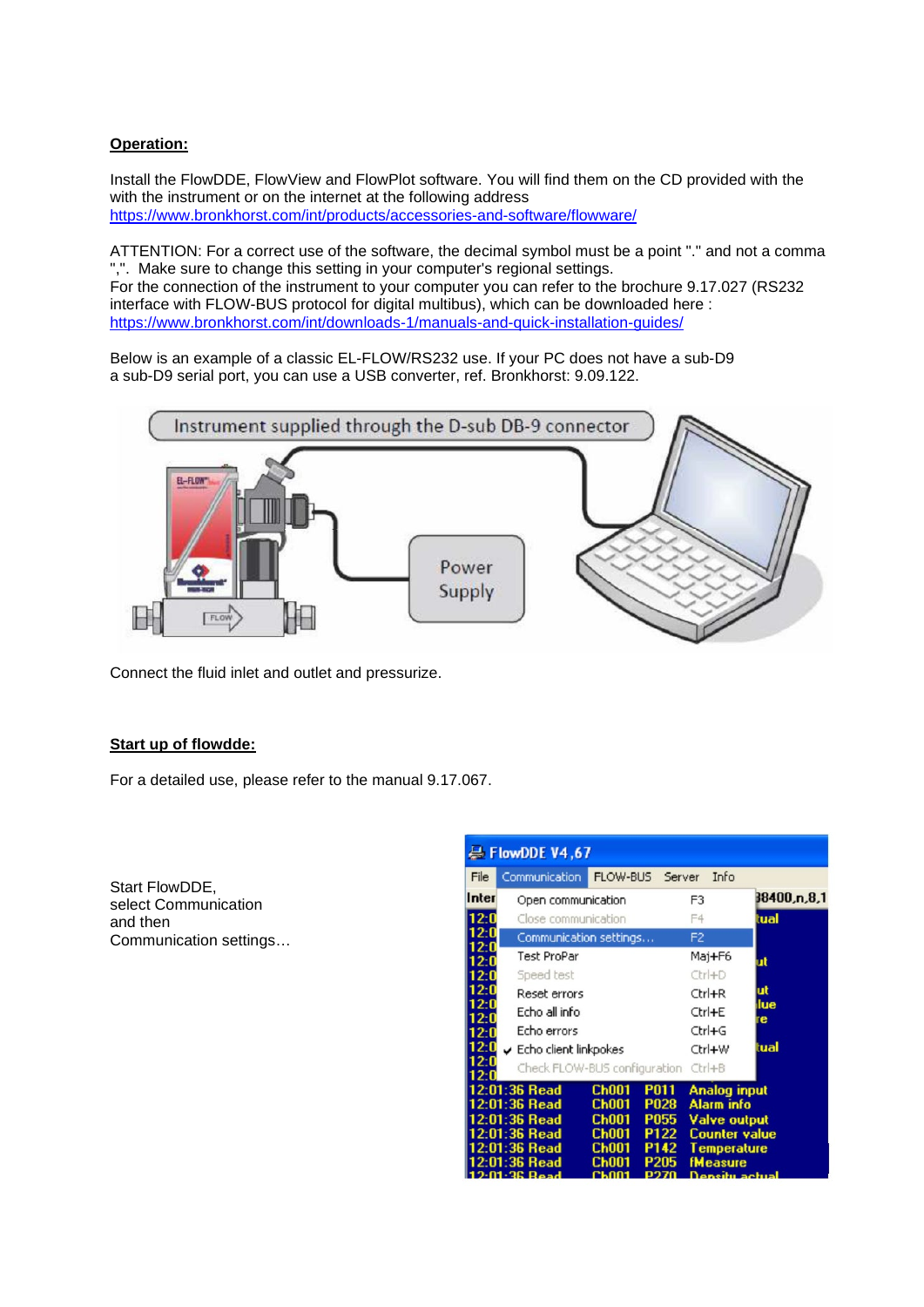**Operation:**

Install the FlowDDE, FlowView and FlowPlot software. You will find them on the CD provided with the with the instrument or on the internet at the following address
https://www.bronkhorst.com/int/products/accessories-and-software/flowware/

ATTENTION: For a correct use of the software, the decimal symbol must be a point "." and not a comma ",". Make sure to change this setting in your computer's regional settings.
For the connection of the instrument to your computer you can refer to the brochure 9.17.027 (RS232 interface with FLOW-BUS protocol for digital multibus), which can be downloaded here :
https://www.bronkhorst.com/int/downloads-1/manuals-and-quick-installation-guides/

Below is an example of a classic EL-FLOW/RS232 use. If your PC does not have a sub-D9 a sub-D9 serial port, you can use a USB converter, ref. Bronkhorst: 9.09.122.

Connect the fluid inlet and outlet and pressurize.

**Start up of flowdde:**

For a detailed use, please refer to the manual 9.17.067.

Start FlowDDE,
select Communication
and then
Communication settings…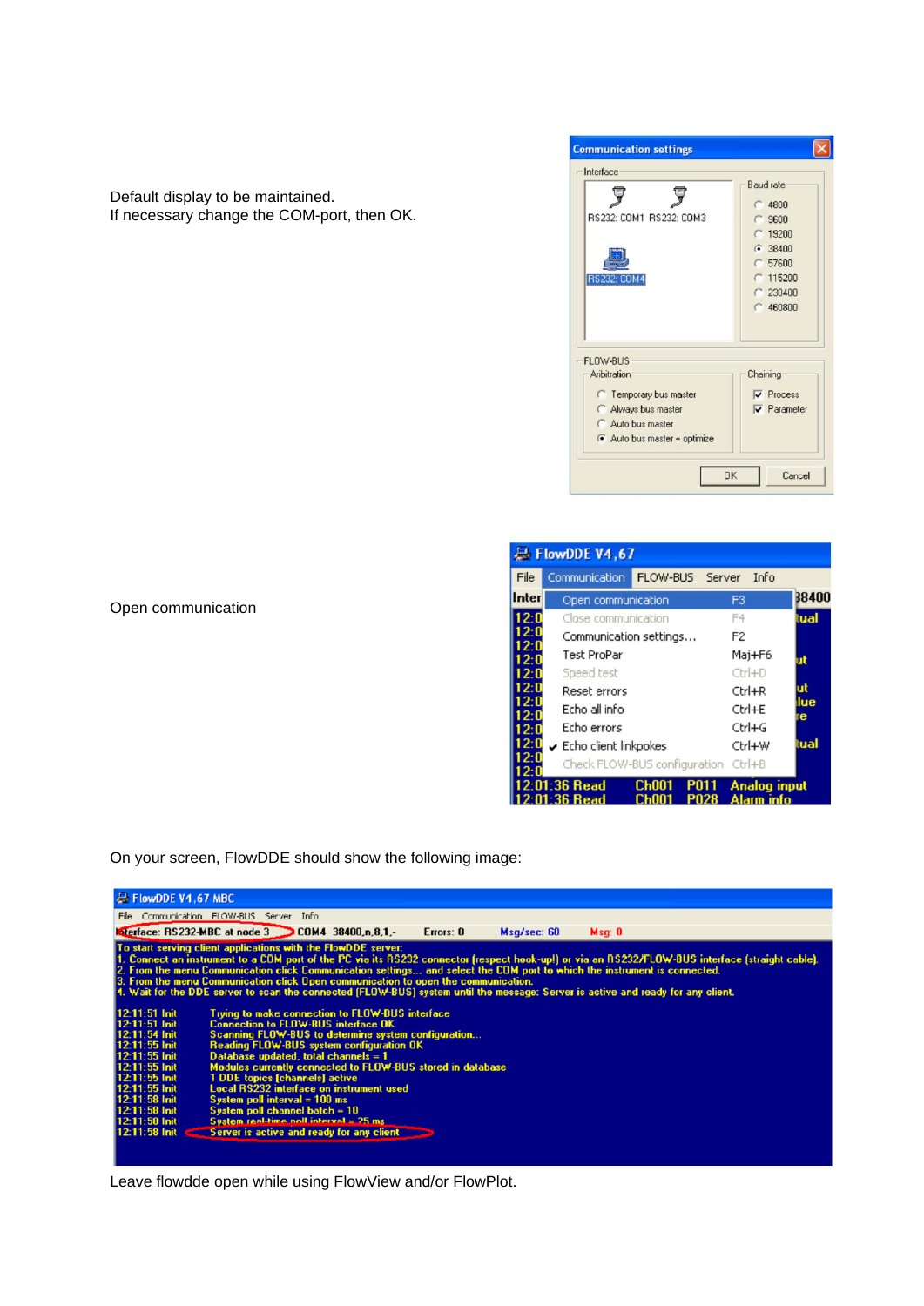Default display to be maintained.
If necessary change the COM-port, then OK.

Open communication

On your screen, FlowDDE should show the following image:

Leave flowdde open while using FlowView and/or FlowPlot.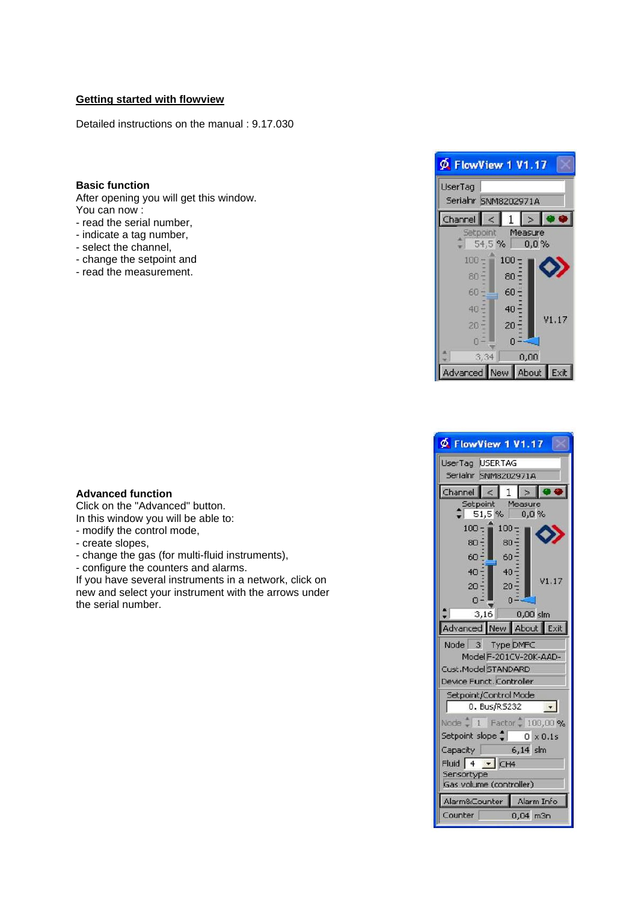## Getting started with flowview

Detailed instructions on the manual : 9.17.030

**Basic function**

After opening you will get this window.
You can now :

- read the serial number,
- indicate a tag number,
- select the channel,
- change the setpoint and
- read the measurement.

**Advanced function**

Click on the "Advanced" button.
In this window you will be able to:

- modify the control mode,
- create slopes,
- change the gas (for multi-fluid instruments),
- configure the counters and alarms.

If you have several instruments in a network, click on new and select your instrument with the arrows under the serial number.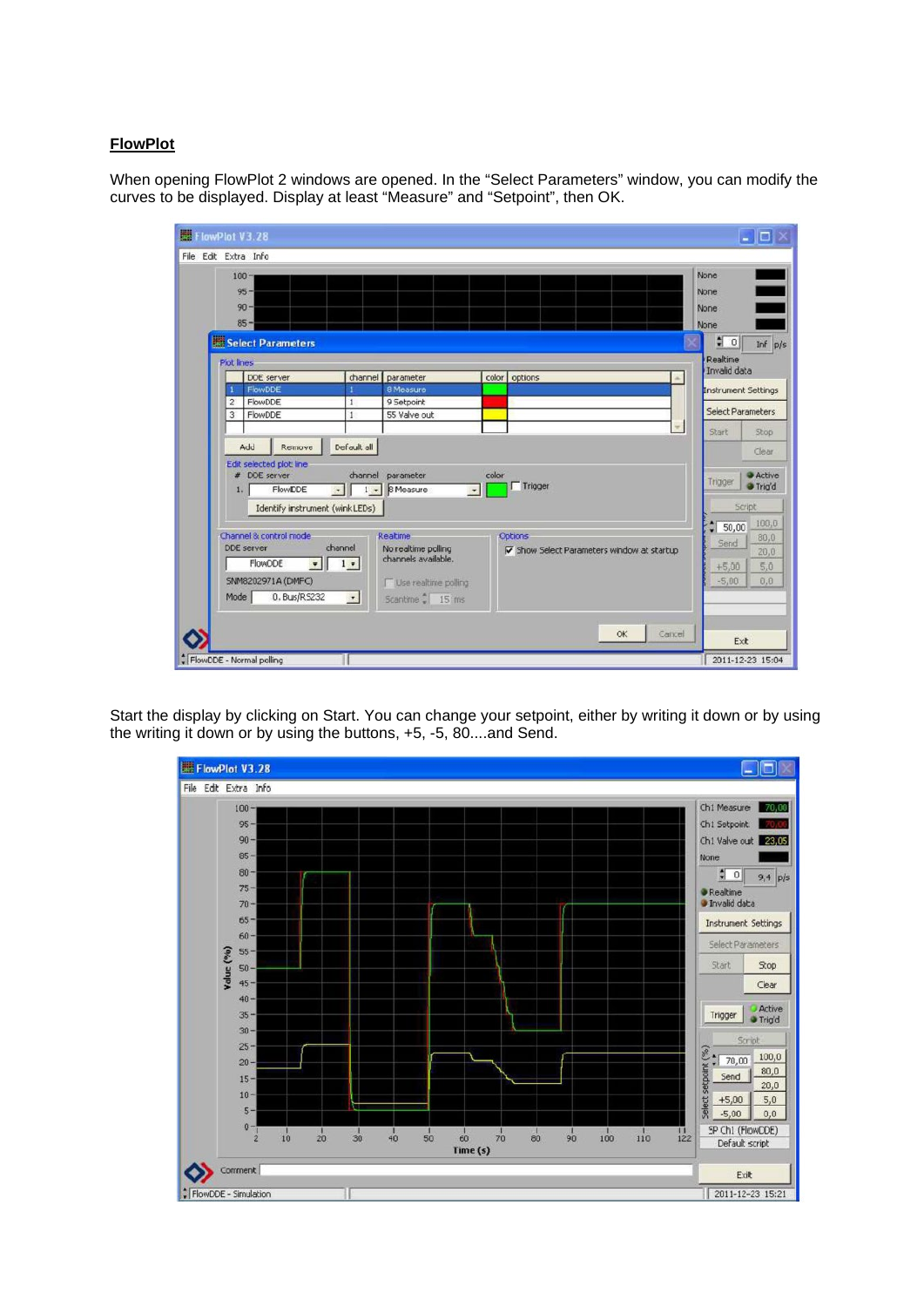**FlowPlot**

When opening FlowPlot 2 windows are opened. In the “Select Parameters” window, you can modify the curves to be displayed. Display at least “Measure” and “Setpoint”, then OK.

Start the display by clicking on Start. You can change your setpoint, either by writing it down or by using the writing it down or by using the buttons, +5, -5, 80....and Send.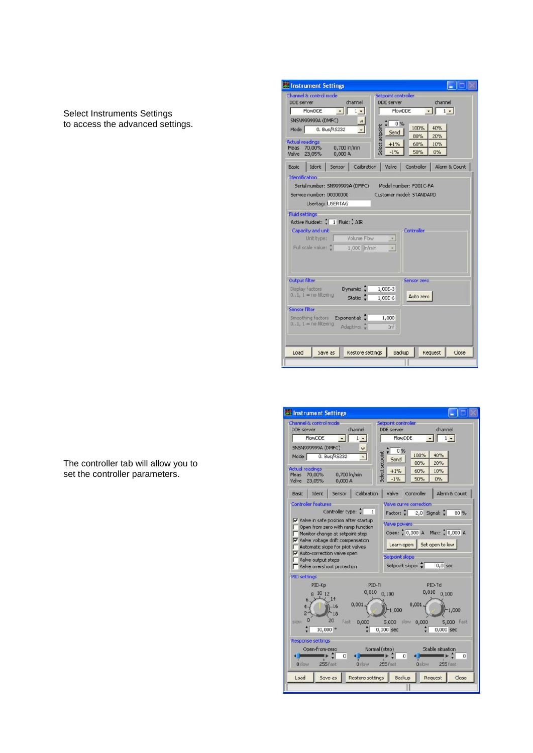Select Instruments Settings
to access the advanced settings.

The controller tab will allow you to
set the controller parameters.